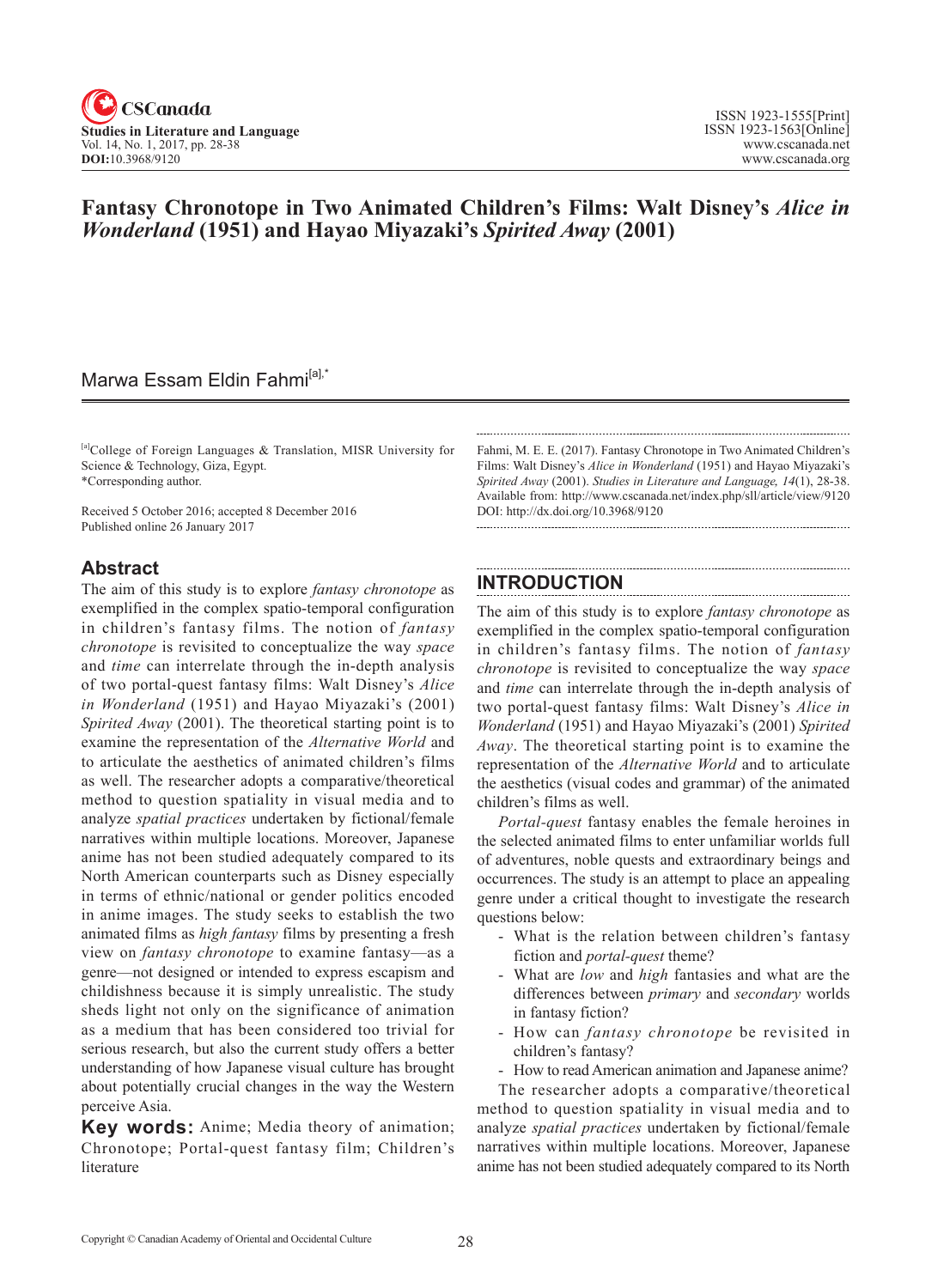# Fantasy Chronotope in Two Animated Children's Films: Walt Disney's *Alice in Wonderland* (1951) and Hayao Miyazaki's *Spirited Away* (2001)

Marwa Essam Eldin Fahmi[a],*

[a]College of Foreign Languages & Translation, MISR University for Science & Technology, Giza, Egypt.
*Corresponding author.

Received 5 October 2016; accepted 8 December 2016
Published online 26 January 2017

## Abstract

The aim of this study is to explore *fantasy chronotope* as exemplified in the complex spatio-temporal configuration in children's fantasy films. The notion of *fantasy chronotope* is revisited to conceptualize the way *space* and *time* can interrelate through the in-depth analysis of two portal-quest fantasy films: Walt Disney's *Alice in Wonderland* (1951) and Hayao Miyazaki's (2001) *Spirited Away* (2001). The theoretical starting point is to examine the representation of the *Alternative World* and to articulate the aesthetics of animated children's films as well. The researcher adopts a comparative/theoretical method to question spatiality in visual media and to analyze *spatial practices* undertaken by fictional/female narratives within multiple locations. Moreover, Japanese anime has not been studied adequately compared to its North American counterparts such as Disney especially in terms of ethnic/national or gender politics encoded in anime images. The study seeks to establish the two animated films as *high fantasy* films by presenting a fresh view on *fantasy chronotope* to examine fantasy—as a genre—not designed or intended to express escapism and childishness because it is simply unrealistic. The study sheds light not only on the significance of animation as a medium that has been considered too trivial for serious research, but also the current study offers a better understanding of how Japanese visual culture has brought about potentially crucial changes in the way the Western perceive Asia.

**Key words:** Anime; Media theory of animation; Chronotope; Portal-quest fantasy film; Children's literature

Fahmi, M. E. E. (2017). Fantasy Chronotope in Two Animated Children's Films: Walt Disney's *Alice in Wonderland* (1951) and Hayao Miyazaki's *Spirited Away* (2001). *Studies in Literature and Language, 14*(1), 28-38. Available from: http://www.cscanada.net/index.php/sll/article/view/9120
DOI: http://dx.doi.org/10.3968/9120

## INTRODUCTION

The aim of this study is to explore *fantasy chronotope* as exemplified in the complex spatio-temporal configuration in children's fantasy films. The notion of *fantasy chronotope* is revisited to conceptualize the way *space* and *time* can interrelate through the in-depth analysis of two portal-quest fantasy films: Walt Disney's *Alice in Wonderland* (1951) and Hayao Miyazaki's (2001) *Spirited Away*. The theoretical starting point is to examine the representation of the *Alternative World* and to articulate the aesthetics (visual codes and grammar) of the animated children's films as well.

*Portal-quest* fantasy enables the female heroines in the selected animated films to enter unfamiliar worlds full of adventures, noble quests and extraordinary beings and occurrences. The study is an attempt to place an appealing genre under a critical thought to investigate the research questions below:

- What is the relation between children's fantasy fiction and *portal-quest* theme?
- What are *low* and *high* fantasies and what are the differences between *primary* and *secondary* worlds in fantasy fiction?
- How can *fantasy chronotope* be revisited in children's fantasy?
- How to read American animation and Japanese anime?

The researcher adopts a comparative/theoretical method to question spatiality in visual media and to analyze *spatial practices* undertaken by fictional/female narratives within multiple locations. Moreover, Japanese anime has not been studied adequately compared to its North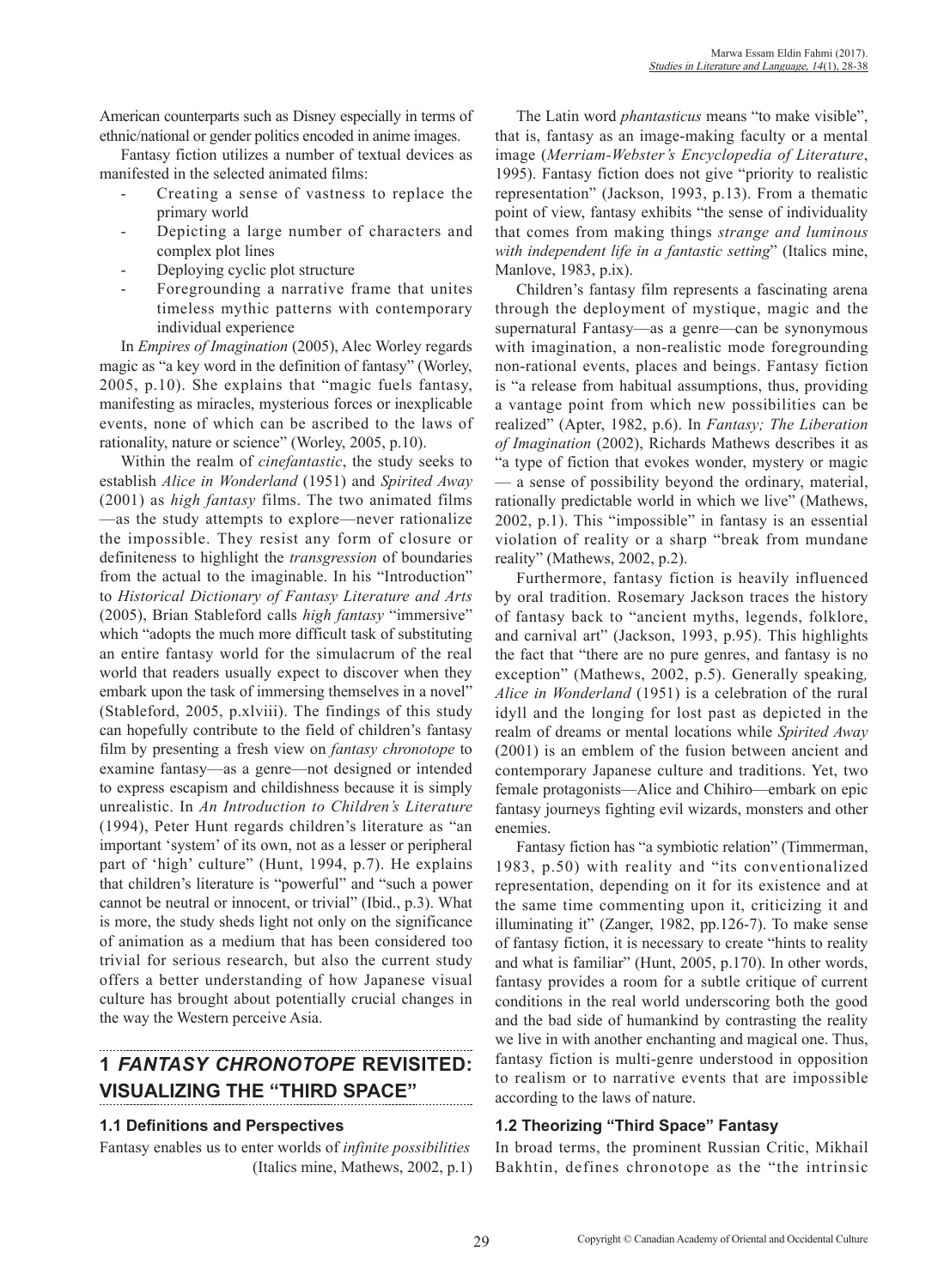American counterparts such as Disney especially in terms of ethnic/national or gender politics encoded in anime images.

Fantasy fiction utilizes a number of textual devices as manifested in the selected animated films:

- Creating a sense of vastness to replace the primary world
- Depicting a large number of characters and complex plot lines
- Deploying cyclic plot structure
- Foregrounding a narrative frame that unites timeless mythic patterns with contemporary individual experience

In *Empires of Imagination* (2005), Alec Worley regards magic as "a key word in the definition of fantasy" (Worley, 2005, p.10). She explains that "magic fuels fantasy, manifesting as miracles, mysterious forces or inexplicable events, none of which can be ascribed to the laws of rationality, nature or science" (Worley, 2005, p.10).

Within the realm of *cinefantastic*, the study seeks to establish *Alice in Wonderland* (1951) and *Spirited Away* (2001) as *high fantasy* films. The two animated films —as the study attempts to explore—never rationalize the impossible. They resist any form of closure or definiteness to highlight the *transgression* of boundaries from the actual to the imaginable. In his "Introduction" to *Historical Dictionary of Fantasy Literature and Arts* (2005), Brian Stableford calls *high fantasy* "immersive" which "adopts the much more difficult task of substituting an entire fantasy world for the simulacrum of the real world that readers usually expect to discover when they embark upon the task of immersing themselves in a novel" (Stableford, 2005, p.xlviii). The findings of this study can hopefully contribute to the field of children's fantasy film by presenting a fresh view on *fantasy chronotope* to examine fantasy—as a genre—not designed or intended to express escapism and childishness because it is simply unrealistic. In *An Introduction to Children's Literature* (1994), Peter Hunt regards children's literature as "an important 'system' of its own, not as a lesser or peripheral part of 'high' culture" (Hunt, 1994, p.7). He explains that children's literature is "powerful" and "such a power cannot be neutral or innocent, or trivial" (Ibid., p.3). What is more, the study sheds light not only on the significance of animation as a medium that has been considered too trivial for serious research, but also the current study offers a better understanding of how Japanese visual culture has brought about potentially crucial changes in the way the Western perceive Asia.

## 1 *FANTASY CHRONOTOPE* REVISITED: VISUALIZING THE "THIRD SPACE"

### 1.1 Definitions and Perspectives

Fantasy enables us to enter worlds of *infinite possibilities* (Italics mine, Mathews, 2002, p.1)

The Latin word *phantasticus* means "to make visible", that is, fantasy as an image-making faculty or a mental image (*Merriam-Webster's Encyclopedia of Literature*, 1995). Fantasy fiction does not give "priority to realistic representation" (Jackson, 1993, p.13). From a thematic point of view, fantasy exhibits "the sense of individuality that comes from making things *strange and luminous with independent life in a fantastic setting*" (Italics mine, Manlove, 1983, p.ix).

Children's fantasy film represents a fascinating arena through the deployment of mystique, magic and the supernatural Fantasy—as a genre—can be synonymous with imagination, a non-realistic mode foregrounding non-rational events, places and beings. Fantasy fiction is "a release from habitual assumptions, thus, providing a vantage point from which new possibilities can be realized" (Apter, 1982, p.6). In *Fantasy; The Liberation of Imagination* (2002), Richards Mathews describes it as "a type of fiction that evokes wonder, mystery or magic — a sense of possibility beyond the ordinary, material, rationally predictable world in which we live" (Mathews, 2002, p.1). This "impossible" in fantasy is an essential violation of reality or a sharp "break from mundane reality" (Mathews, 2002, p.2).

Furthermore, fantasy fiction is heavily influenced by oral tradition. Rosemary Jackson traces the history of fantasy back to "ancient myths, legends, folklore, and carnival art" (Jackson, 1993, p.95). This highlights the fact that "there are no pure genres, and fantasy is no exception" (Mathews, 2002, p.5). Generally speaking*,* *Alice in Wonderland* (1951) is a celebration of the rural idyll and the longing for lost past as depicted in the realm of dreams or mental locations while *Spirited Away* (2001) is an emblem of the fusion between ancient and contemporary Japanese culture and traditions. Yet, two female protagonists—Alice and Chihiro—embark on epic fantasy journeys fighting evil wizards, monsters and other enemies.

Fantasy fiction has "a symbiotic relation" (Timmerman, 1983, p.50) with reality and "its conventionalized representation, depending on it for its existence and at the same time commenting upon it, criticizing it and illuminating it" (Zanger, 1982, pp.126-7). To make sense of fantasy fiction, it is necessary to create "hints to reality and what is familiar" (Hunt, 2005, p.170). In other words, fantasy provides a room for a subtle critique of current conditions in the real world underscoring both the good and the bad side of humankind by contrasting the reality we live in with another enchanting and magical one. Thus, fantasy fiction is multi-genre understood in opposition to realism or to narrative events that are impossible according to the laws of nature.

### 1.2 Theorizing "Third Space" Fantasy

In broad terms, the prominent Russian Critic, Mikhail Bakhtin, defines chronotope as the "the intrinsic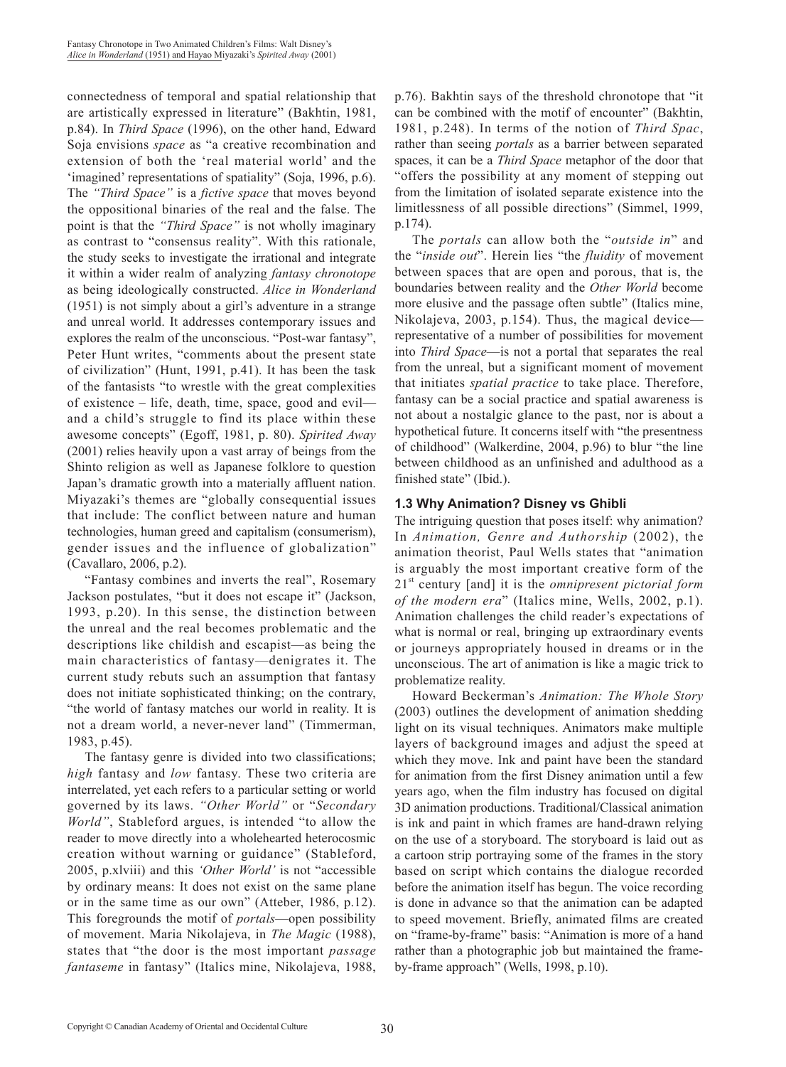connectedness of temporal and spatial relationship that are artistically expressed in literature" (Bakhtin, 1981, p.84). In *Third Space* (1996), on the other hand, Edward Soja envisions *space* as "a creative recombination and extension of both the 'real material world' and the 'imagined' representations of spatiality" (Soja, 1996, p.6). The *"Third Space"* is a *fictive space* that moves beyond the oppositional binaries of the real and the false. The point is that the *"Third Space"* is not wholly imaginary as contrast to "consensus reality". With this rationale, the study seeks to investigate the irrational and integrate it within a wider realm of analyzing *fantasy chronotope* as being ideologically constructed. *Alice in Wonderland* (1951) is not simply about a girl's adventure in a strange and unreal world. It addresses contemporary issues and explores the realm of the unconscious. "Post-war fantasy", Peter Hunt writes, "comments about the present state of civilization" (Hunt, 1991, p.41). It has been the task of the fantasists "to wrestle with the great complexities of existence – life, death, time, space, good and evil—and a child's struggle to find its place within these awesome concepts" (Egoff, 1981, p. 80). *Spirited Away* (2001) relies heavily upon a vast array of beings from the Shinto religion as well as Japanese folklore to question Japan's dramatic growth into a materially affluent nation. Miyazaki's themes are "globally consequential issues that include: The conflict between nature and human technologies, human greed and capitalism (consumerism), gender issues and the influence of globalization" (Cavallaro, 2006, p.2).

"Fantasy combines and inverts the real", Rosemary Jackson postulates, "but it does not escape it" (Jackson, 1993, p.20). In this sense, the distinction between the unreal and the real becomes problematic and the descriptions like childish and escapist—as being the main characteristics of fantasy—denigrates it. The current study rebuts such an assumption that fantasy does not initiate sophisticated thinking; on the contrary, "the world of fantasy matches our world in reality. It is not a dream world, a never-never land" (Timmerman, 1983, p.45).

The fantasy genre is divided into two classifications; *high* fantasy and *low* fantasy. These two criteria are interrelated, yet each refers to a particular setting or world governed by its laws. *"Other World"* or "*Secondary World"*, Stableford argues, is intended "to allow the reader to move directly into a wholehearted heterocosmic creation without warning or guidance" (Stableford, 2005, p.xlviii) and this *'Other World'* is not "accessible by ordinary means: It does not exist on the same plane or in the same time as our own" (Atteber, 1986, p.12). This foregrounds the motif of *portals*—open possibility of movement. Maria Nikolajeva, in *The Magic* (1988), states that "the door is the most important *passage fantaseme* in fantasy" (Italics mine, Nikolajeva, 1988, p.76). Bakhtin says of the threshold chronotope that "it can be combined with the motif of encounter" (Bakhtin, 1981, p.248). In terms of the notion of *Third Spac*, rather than seeing *portals* as a barrier between separated spaces, it can be a *Third Space* metaphor of the door that "offers the possibility at any moment of stepping out from the limitation of isolated separate existence into the limitlessness of all possible directions" (Simmel, 1999, p.174).

The *portals* can allow both the "*outside in*" and the "*inside out*". Herein lies "the *fluidity* of movement between spaces that are open and porous, that is, the boundaries between reality and the *Other World* become more elusive and the passage often subtle" (Italics mine, Nikolajeva, 2003, p.154). Thus, the magical device—representative of a number of possibilities for movement into *Third Space*—is not a portal that separates the real from the unreal, but a significant moment of movement that initiates *spatial practice* to take place. Therefore, fantasy can be a social practice and spatial awareness is not about a nostalgic glance to the past, nor is about a hypothetical future. It concerns itself with "the presentness of childhood" (Walkerdine, 2004, p.96) to blur "the line between childhood as an unfinished and adulthood as a finished state" (Ibid.).

### 1.3 Why Animation? Disney vs Ghibli

The intriguing question that poses itself: why animation? In *Animation, Genre and Authorship* (2002), the animation theorist, Paul Wells states that "animation is arguably the most important creative form of the 21st century [and] it is the *omnipresent pictorial form of the modern era*" (Italics mine, Wells, 2002, p.1). Animation challenges the child reader's expectations of what is normal or real, bringing up extraordinary events or journeys appropriately housed in dreams or in the unconscious. The art of animation is like a magic trick to problematize reality.

Howard Beckerman's *Animation: The Whole Story* (2003) outlines the development of animation shedding light on its visual techniques. Animators make multiple layers of background images and adjust the speed at which they move. Ink and paint have been the standard for animation from the first Disney animation until a few years ago, when the film industry has focused on digital 3D animation productions. Traditional/Classical animation is ink and paint in which frames are hand-drawn relying on the use of a storyboard. The storyboard is laid out as a cartoon strip portraying some of the frames in the story based on script which contains the dialogue recorded before the animation itself has begun. The voice recording is done in advance so that the animation can be adapted to speed movement. Briefly, animated films are created on "frame-by-frame" basis: "Animation is more of a hand rather than a photographic job but maintained the frame-by-frame approach" (Wells, 1998, p.10).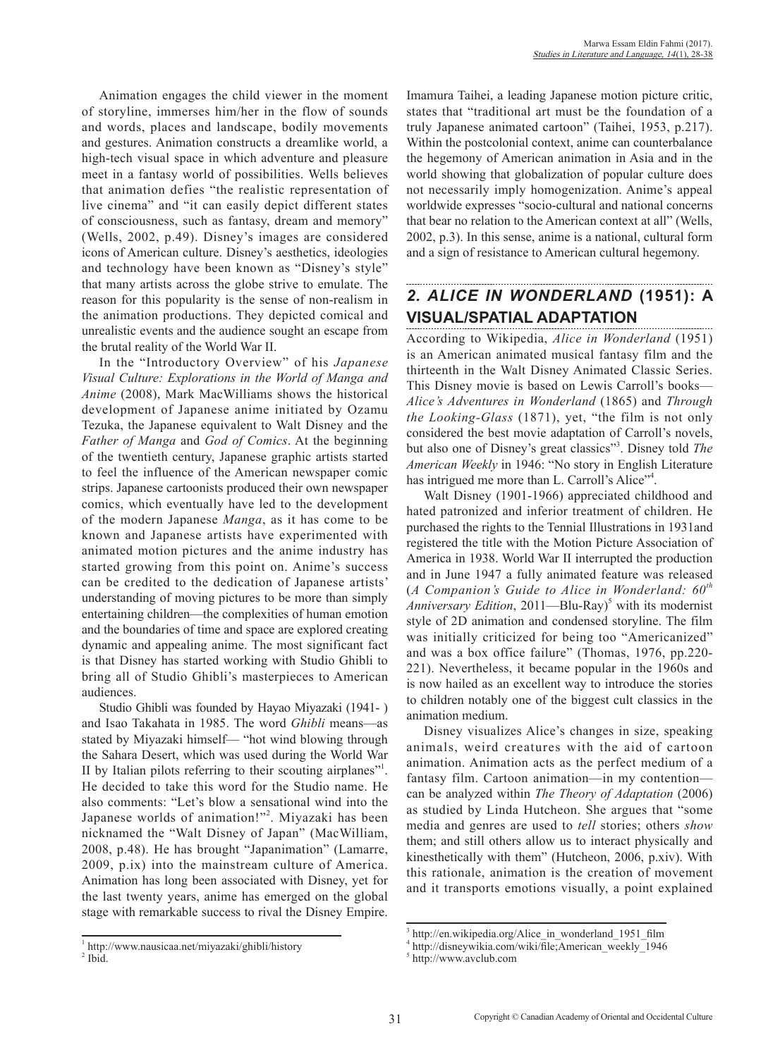Animation engages the child viewer in the moment of storyline, immerses him/her in the flow of sounds and words, places and landscape, bodily movements and gestures. Animation constructs a dreamlike world, a high-tech visual space in which adventure and pleasure meet in a fantasy world of possibilities. Wells believes that animation defies "the realistic representation of live cinema" and "it can easily depict different states of consciousness, such as fantasy, dream and memory" (Wells, 2002, p.49). Disney's images are considered icons of American culture. Disney's aesthetics, ideologies and technology have been known as "Disney's style" that many artists across the globe strive to emulate. The reason for this popularity is the sense of non-realism in the animation productions. They depicted comical and unrealistic events and the audience sought an escape from the brutal reality of the World War II.

In the "Introductory Overview" of his *Japanese Visual Culture: Explorations in the World of Manga and Anime* (2008), Mark MacWilliams shows the historical development of Japanese anime initiated by Ozamu Tezuka, the Japanese equivalent to Walt Disney and the *Father of Manga* and *God of Comics*. At the beginning of the twentieth century, Japanese graphic artists started to feel the influence of the American newspaper comic strips. Japanese cartoonists produced their own newspaper comics, which eventually have led to the development of the modern Japanese *Manga*, as it has come to be known and Japanese artists have experimented with animated motion pictures and the anime industry has started growing from this point on. Anime's success can be credited to the dedication of Japanese artists' understanding of moving pictures to be more than simply entertaining children—the complexities of human emotion and the boundaries of time and space are explored creating dynamic and appealing anime. The most significant fact is that Disney has started working with Studio Ghibli to bring all of Studio Ghibli's masterpieces to American audiences.

Studio Ghibli was founded by Hayao Miyazaki (1941- ) and Isao Takahata in 1985. The word *Ghibli* means—as stated by Miyazaki himself— "hot wind blowing through the Sahara Desert, which was used during the World War II by Italian pilots referring to their scouting airplanes"[1]. He decided to take this word for the Studio name. He also comments: "Let's blow a sensational wind into the Japanese worlds of animation!"[2]. Miyazaki has been nicknamed the "Walt Disney of Japan" (MacWilliam, 2008, p.48). He has brought "Japanimation" (Lamarre, 2009, p.ix) into the mainstream culture of America. Animation has long been associated with Disney, yet for the last twenty years, anime has emerged on the global stage with remarkable success to rival the Disney Empire. Imamura Taihei, a leading Japanese motion picture critic, states that "traditional art must be the foundation of a truly Japanese animated cartoon" (Taihei, 1953, p.217). Within the postcolonial context, anime can counterbalance the hegemony of American animation in Asia and in the world showing that globalization of popular culture does not necessarily imply homogenization. Anime's appeal worldwide expresses "socio-cultural and national concerns that bear no relation to the American context at all" (Wells, 2002, p.3). In this sense, anime is a national, cultural form and a sign of resistance to American cultural hegemony.

## 2. *ALICE IN WONDERLAND* (1951): A VISUAL/SPATIAL ADAPTATION

According to Wikipedia, *Alice in Wonderland* (1951) is an American animated musical fantasy film and the thirteenth in the Walt Disney Animated Classic Series. This Disney movie is based on Lewis Carroll's books—*Alice's Adventures in Wonderland* (1865) and *Through the Looking-Glass* (1871), yet, "the film is not only considered the best movie adaptation of Carroll's novels, but also one of Disney's great classics"[3]. Disney told *The American Weekly* in 1946: "No story in English Literature has intrigued me more than L. Carroll's Alice"[4].

Walt Disney (1901-1966) appreciated childhood and hated patronized and inferior treatment of children. He purchased the rights to the Tennial Illustrations in 1931and registered the title with the Motion Picture Association of America in 1938. World War II interrupted the production and in June 1947 a fully animated feature was released (*A Companion's Guide to Alice in Wonderland: 60th Anniversary Edition*, 2011—Blu-Ray)[5] with its modernist style of 2D animation and condensed storyline. The film was initially criticized for being too "Americanized" and was a box office failure" (Thomas, 1976, pp.220-221). Nevertheless, it became popular in the 1960s and is now hailed as an excellent way to introduce the stories to children notably one of the biggest cult classics in the animation medium.

Disney visualizes Alice's changes in size, speaking animals, weird creatures with the aid of cartoon animation. Animation acts as the perfect medium of a fantasy film. Cartoon animation—in my contention—can be analyzed within *The Theory of Adaptation* (2006) as studied by Linda Hutcheon. She argues that "some media and genres are used to *tell* stories; others *show* them; and still others allow us to interact physically and kinesthetically with them" (Hutcheon, 2006, p.xiv). With this rationale, animation is the creation of movement and it transports emotions visually, a point explained

[1] http://www.nausicaa.net/miyazaki/ghibli/history

[2] Ibid.

[3] http://en.wikipedia.org/Alice_in_wonderland_1951_film

[4] http://disneywikia.com/wiki/file;American_weekly_1946

[5] http://www.avclub.com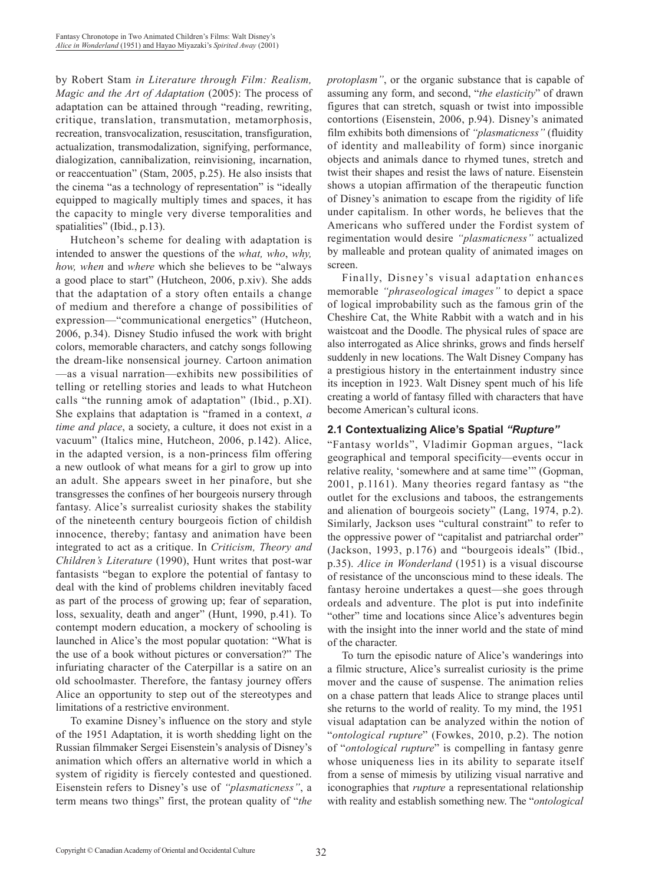by Robert Stam *in Literature through Film: Realism, Magic and the Art of Adaptation* (2005): The process of adaptation can be attained through "reading, rewriting, critique, translation, transmutation, metamorphosis, recreation, transvocalization, resuscitation, transfiguration, actualization, transmodalization, signifying, performance, dialogization, cannibalization, reinvisioning, incarnation, or reaccentuation" (Stam, 2005, p.25). He also insists that the cinema "as a technology of representation" is "ideally equipped to magically multiply times and spaces, it has the capacity to mingle very diverse temporalities and spatialities" (Ibid., p.13).

Hutcheon's scheme for dealing with adaptation is intended to answer the questions of the *what, who*, *why, how, when* and *where* which she believes to be "always a good place to start" (Hutcheon, 2006, p.xiv). She adds that the adaptation of a story often entails a change of medium and therefore a change of possibilities of expression—"communicational energetics" (Hutcheon, 2006, p.34). Disney Studio infused the work with bright colors, memorable characters, and catchy songs following the dream-like nonsensical journey. Cartoon animation —as a visual narration—exhibits new possibilities of telling or retelling stories and leads to what Hutcheon calls "the running amok of adaptation" (Ibid., p.XI). She explains that adaptation is "framed in a context, *a time and place*, a society, a culture, it does not exist in a vacuum" (Italics mine, Hutcheon, 2006, p.142). Alice, in the adapted version, is a non-princess film offering a new outlook of what means for a girl to grow up into an adult. She appears sweet in her pinafore, but she transgresses the confines of her bourgeois nursery through fantasy. Alice's surrealist curiosity shakes the stability of the nineteenth century bourgeois fiction of childish innocence, thereby; fantasy and animation have been integrated to act as a critique. In *Criticism, Theory and Children's Literature* (1990), Hunt writes that post-war fantasists "began to explore the potential of fantasy to deal with the kind of problems children inevitably faced as part of the process of growing up; fear of separation, loss, sexuality, death and anger" (Hunt, 1990, p.41). To contempt modern education, a mockery of schooling is launched in Alice's the most popular quotation: "What is the use of a book without pictures or conversation?" The infuriating character of the Caterpillar is a satire on an old schoolmaster. Therefore, the fantasy journey offers Alice an opportunity to step out of the stereotypes and limitations of a restrictive environment.

To examine Disney's influence on the story and style of the 1951 Adaptation, it is worth shedding light on the Russian filmmaker Sergei Eisenstein's analysis of Disney's animation which offers an alternative world in which a system of rigidity is fiercely contested and questioned. Eisenstein refers to Disney's use of *"plasmaticness"*, a term means two things" first, the protean quality of "*the protoplasm"*, or the organic substance that is capable of assuming any form, and second, "*the elasticity*" of drawn figures that can stretch, squash or twist into impossible contortions (Eisenstein, 2006, p.94). Disney's animated film exhibits both dimensions of *"plasmaticness"* (fluidity of identity and malleability of form) since inorganic objects and animals dance to rhymed tunes, stretch and twist their shapes and resist the laws of nature. Eisenstein shows a utopian affirmation of the therapeutic function of Disney's animation to escape from the rigidity of life under capitalism. In other words, he believes that the Americans who suffered under the Fordist system of regimentation would desire *"plasmaticness"* actualized by malleable and protean quality of animated images on screen.

Finally, Disney's visual adaptation enhances memorable *"phraseological images"* to depict a space of logical improbability such as the famous grin of the Cheshire Cat, the White Rabbit with a watch and in his waistcoat and the Doodle. The physical rules of space are also interrogated as Alice shrinks, grows and finds herself suddenly in new locations. The Walt Disney Company has a prestigious history in the entertainment industry since its inception in 1923. Walt Disney spent much of his life creating a world of fantasy filled with characters that have become American's cultural icons.

### 2.1 Contextualizing Alice's Spatial *"Rupture"*

"Fantasy worlds", Vladimir Gopman argues, "lack geographical and temporal specificity—events occur in relative reality, 'somewhere and at same time'" (Gopman, 2001, p.1161). Many theories regard fantasy as "the outlet for the exclusions and taboos, the estrangements and alienation of bourgeois society" (Lang, 1974, p.2). Similarly, Jackson uses "cultural constraint" to refer to the oppressive power of "capitalist and patriarchal order" (Jackson, 1993, p.176) and "bourgeois ideals" (Ibid., p.35). *Alice in Wonderland* (1951) is a visual discourse of resistance of the unconscious mind to these ideals. The fantasy heroine undertakes a quest—she goes through ordeals and adventure. The plot is put into indefinite "other" time and locations since Alice's adventures begin with the insight into the inner world and the state of mind of the character.

To turn the episodic nature of Alice's wanderings into a filmic structure, Alice's surrealist curiosity is the prime mover and the cause of suspense. The animation relies on a chase pattern that leads Alice to strange places until she returns to the world of reality. To my mind, the 1951 visual adaptation can be analyzed within the notion of "*ontological rupture*" (Fowkes, 2010, p.2). The notion of "*ontological rupture*" is compelling in fantasy genre whose uniqueness lies in its ability to separate itself from a sense of mimesis by utilizing visual narrative and iconographies that *rupture* a representational relationship with reality and establish something new. The "*ontological*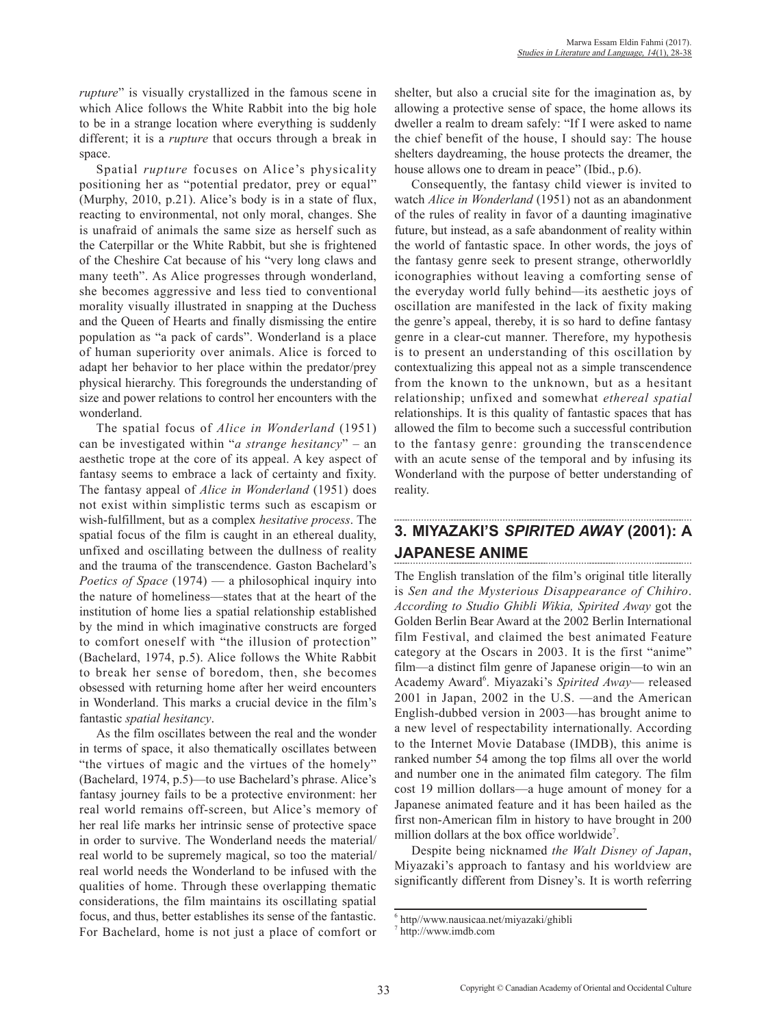*rupture*" is visually crystallized in the famous scene in which Alice follows the White Rabbit into the big hole to be in a strange location where everything is suddenly different; it is a *rupture* that occurs through a break in space.

Spatial *rupture* focuses on Alice's physicality positioning her as "potential predator, prey or equal" (Murphy, 2010, p.21). Alice's body is in a state of flux, reacting to environmental, not only moral, changes. She is unafraid of animals the same size as herself such as the Caterpillar or the White Rabbit, but she is frightened of the Cheshire Cat because of his "very long claws and many teeth". As Alice progresses through wonderland, she becomes aggressive and less tied to conventional morality visually illustrated in snapping at the Duchess and the Queen of Hearts and finally dismissing the entire population as "a pack of cards". Wonderland is a place of human superiority over animals. Alice is forced to adapt her behavior to her place within the predator/prey physical hierarchy. This foregrounds the understanding of size and power relations to control her encounters with the wonderland.

The spatial focus of *Alice in Wonderland* (1951) can be investigated within "*a strange hesitancy*" – an aesthetic trope at the core of its appeal. A key aspect of fantasy seems to embrace a lack of certainty and fixity. The fantasy appeal of *Alice in Wonderland* (1951) does not exist within simplistic terms such as escapism or wish-fulfillment, but as a complex *hesitative process*. The spatial focus of the film is caught in an ethereal duality, unfixed and oscillating between the dullness of reality and the trauma of the transcendence. Gaston Bachelard's *Poetics of Space* (1974) — a philosophical inquiry into the nature of homeliness—states that at the heart of the institution of home lies a spatial relationship established by the mind in which imaginative constructs are forged to comfort oneself with "the illusion of protection" (Bachelard, 1974, p.5). Alice follows the White Rabbit to break her sense of boredom, then, she becomes obsessed with returning home after her weird encounters in Wonderland. This marks a crucial device in the film's fantastic *spatial hesitancy*.

As the film oscillates between the real and the wonder in terms of space, it also thematically oscillates between "the virtues of magic and the virtues of the homely" (Bachelard, 1974, p.5)—to use Bachelard's phrase. Alice's fantasy journey fails to be a protective environment: her real world remains off-screen, but Alice's memory of her real life marks her intrinsic sense of protective space in order to survive. The Wonderland needs the material/real world to be supremely magical, so too the material/real world needs the Wonderland to be infused with the qualities of home. Through these overlapping thematic considerations, the film maintains its oscillating spatial focus, and thus, better establishes its sense of the fantastic. For Bachelard, home is not just a place of comfort or shelter, but also a crucial site for the imagination as, by allowing a protective sense of space, the home allows its dweller a realm to dream safely: "If I were asked to name the chief benefit of the house, I should say: The house shelters daydreaming, the house protects the dreamer, the house allows one to dream in peace" (Ibid., p.6).

Consequently, the fantasy child viewer is invited to watch *Alice in Wonderland* (1951) not as an abandonment of the rules of reality in favor of a daunting imaginative future, but instead, as a safe abandonment of reality within the world of fantastic space. In other words, the joys of the fantasy genre seek to present strange, otherworldly iconographies without leaving a comforting sense of the everyday world fully behind—its aesthetic joys of oscillation are manifested in the lack of fixity making the genre's appeal, thereby, it is so hard to define fantasy genre in a clear-cut manner. Therefore, my hypothesis is to present an understanding of this oscillation by contextualizing this appeal not as a simple transcendence from the known to the unknown, but as a hesitant relationship; unfixed and somewhat *ethereal spatial* relationships. It is this quality of fantastic spaces that has allowed the film to become such a successful contribution to the fantasy genre: grounding the transcendence with an acute sense of the temporal and by infusing its Wonderland with the purpose of better understanding of reality.

## 3. MIYAZAKI'S *SPIRITED AWAY* (2001): A JAPANESE ANIME

The English translation of the film's original title literally is *Sen and the Mysterious Disappearance of Chihiro*. *According to Studio Ghibli Wikia, Spirited Away* got the Golden Berlin Bear Award at the 2002 Berlin International film Festival, and claimed the best animated Feature category at the Oscars in 2003. It is the first "anime" film—a distinct film genre of Japanese origin—to win an Academy Award[6]. Miyazaki's *Spirited Away*— released 2001 in Japan, 2002 in the U.S. —and the American English-dubbed version in 2003—has brought anime to a new level of respectability internationally. According to the Internet Movie Database (IMDB), this anime is ranked number 54 among the top films all over the world and number one in the animated film category. The film cost 19 million dollars—a huge amount of money for a Japanese animated feature and it has been hailed as the first non-American film in history to have brought in 200 million dollars at the box office worldwide[7].

Despite being nicknamed *the Walt Disney of Japan*, Miyazaki's approach to fantasy and his worldview are significantly different from Disney's. It is worth referring

[6] http//www.nausicaa.net/miyazaki/ghibli

[7] http://www.imdb.com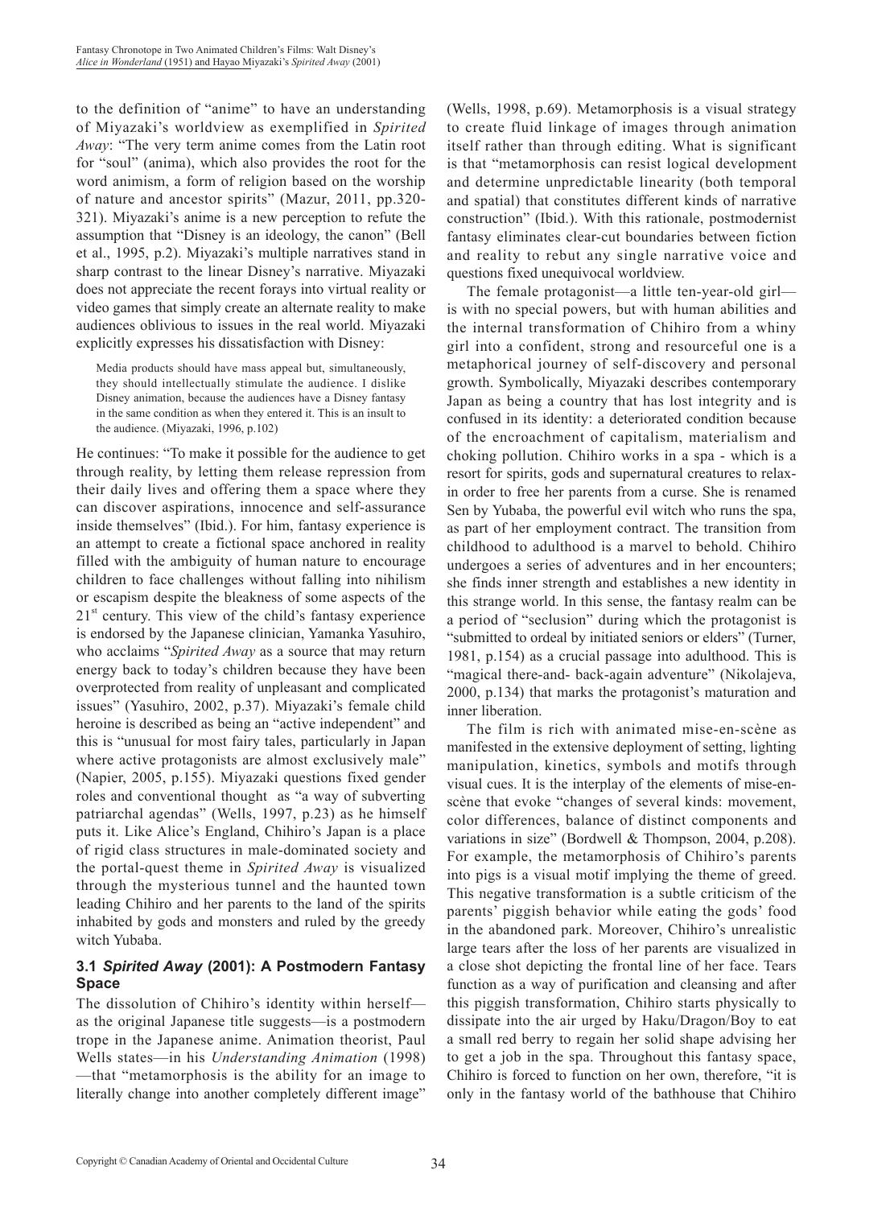to the definition of "anime" to have an understanding of Miyazaki's worldview as exemplified in *Spirited Away*: "The very term anime comes from the Latin root for "soul" (anima), which also provides the root for the word animism, a form of religion based on the worship of nature and ancestor spirits" (Mazur, 2011, pp.320-321). Miyazaki's anime is a new perception to refute the assumption that "Disney is an ideology, the canon" (Bell et al., 1995, p.2). Miyazaki's multiple narratives stand in sharp contrast to the linear Disney's narrative. Miyazaki does not appreciate the recent forays into virtual reality or video games that simply create an alternate reality to make audiences oblivious to issues in the real world. Miyazaki explicitly expresses his dissatisfaction with Disney:

> Media products should have mass appeal but, simultaneously, they should intellectually stimulate the audience. I dislike Disney animation, because the audiences have a Disney fantasy in the same condition as when they entered it. This is an insult to the audience. (Miyazaki, 1996, p.102)

He continues: "To make it possible for the audience to get through reality, by letting them release repression from their daily lives and offering them a space where they can discover aspirations, innocence and self-assurance inside themselves" (Ibid.). For him, fantasy experience is an attempt to create a fictional space anchored in reality filled with the ambiguity of human nature to encourage children to face challenges without falling into nihilism or escapism despite the bleakness of some aspects of the 21st century. This view of the child's fantasy experience is endorsed by the Japanese clinician, Yamanka Yasuhiro, who acclaims "*Spirited Away* as a source that may return energy back to today's children because they have been overprotected from reality of unpleasant and complicated issues" (Yasuhiro, 2002, p.37). Miyazaki's female child heroine is described as being an "active independent" and this is "unusual for most fairy tales, particularly in Japan where active protagonists are almost exclusively male" (Napier, 2005, p.155). Miyazaki questions fixed gender roles and conventional thought as "a way of subverting patriarchal agendas" (Wells, 1997, p.23) as he himself puts it. Like Alice's England, Chihiro's Japan is a place of rigid class structures in male-dominated society and the portal-quest theme in *Spirited Away* is visualized through the mysterious tunnel and the haunted town leading Chihiro and her parents to the land of the spirits inhabited by gods and monsters and ruled by the greedy witch Yubaba.

### 3.1 *Spirited Away* (2001): A Postmodern Fantasy Space

The dissolution of Chihiro's identity within herself—as the original Japanese title suggests—is a postmodern trope in the Japanese anime. Animation theorist, Paul Wells states—in his *Understanding Animation* (1998)—that "metamorphosis is the ability for an image to literally change into another completely different image" (Wells, 1998, p.69). Metamorphosis is a visual strategy to create fluid linkage of images through animation itself rather than through editing. What is significant is that "metamorphosis can resist logical development and determine unpredictable linearity (both temporal and spatial) that constitutes different kinds of narrative construction" (Ibid.). With this rationale, postmodernist fantasy eliminates clear-cut boundaries between fiction and reality to rebut any single narrative voice and questions fixed unequivocal worldview.

The female protagonist—a little ten-year-old girl—is with no special powers, but with human abilities and the internal transformation of Chihiro from a whiny girl into a confident, strong and resourceful one is a metaphorical journey of self-discovery and personal growth. Symbolically, Miyazaki describes contemporary Japan as being a country that has lost integrity and is confused in its identity: a deteriorated condition because of the encroachment of capitalism, materialism and choking pollution. Chihiro works in a spa - which is a resort for spirits, gods and supernatural creatures to relax- in order to free her parents from a curse. She is renamed Sen by Yubaba, the powerful evil witch who runs the spa, as part of her employment contract. The transition from childhood to adulthood is a marvel to behold. Chihiro undergoes a series of adventures and in her encounters; she finds inner strength and establishes a new identity in this strange world. In this sense, the fantasy realm can be a period of "seclusion" during which the protagonist is "submitted to ordeal by initiated seniors or elders" (Turner, 1981, p.154) as a crucial passage into adulthood. This is "magical there-and- back-again adventure" (Nikolajeva, 2000, p.134) that marks the protagonist's maturation and inner liberation.

The film is rich with animated mise-en-scène as manifested in the extensive deployment of setting, lighting manipulation, kinetics, symbols and motifs through visual cues. It is the interplay of the elements of mise-en-scène that evoke "changes of several kinds: movement, color differences, balance of distinct components and variations in size" (Bordwell & Thompson, 2004, p.208). For example, the metamorphosis of Chihiro's parents into pigs is a visual motif implying the theme of greed. This negative transformation is a subtle criticism of the parents' piggish behavior while eating the gods' food in the abandoned park. Moreover, Chihiro's unrealistic large tears after the loss of her parents are visualized in a close shot depicting the frontal line of her face. Tears function as a way of purification and cleansing and after this piggish transformation, Chihiro starts physically to dissipate into the air urged by Haku/Dragon/Boy to eat a small red berry to regain her solid shape advising her to get a job in the spa. Throughout this fantasy space, Chihiro is forced to function on her own, therefore, "it is only in the fantasy world of the bathhouse that Chihiro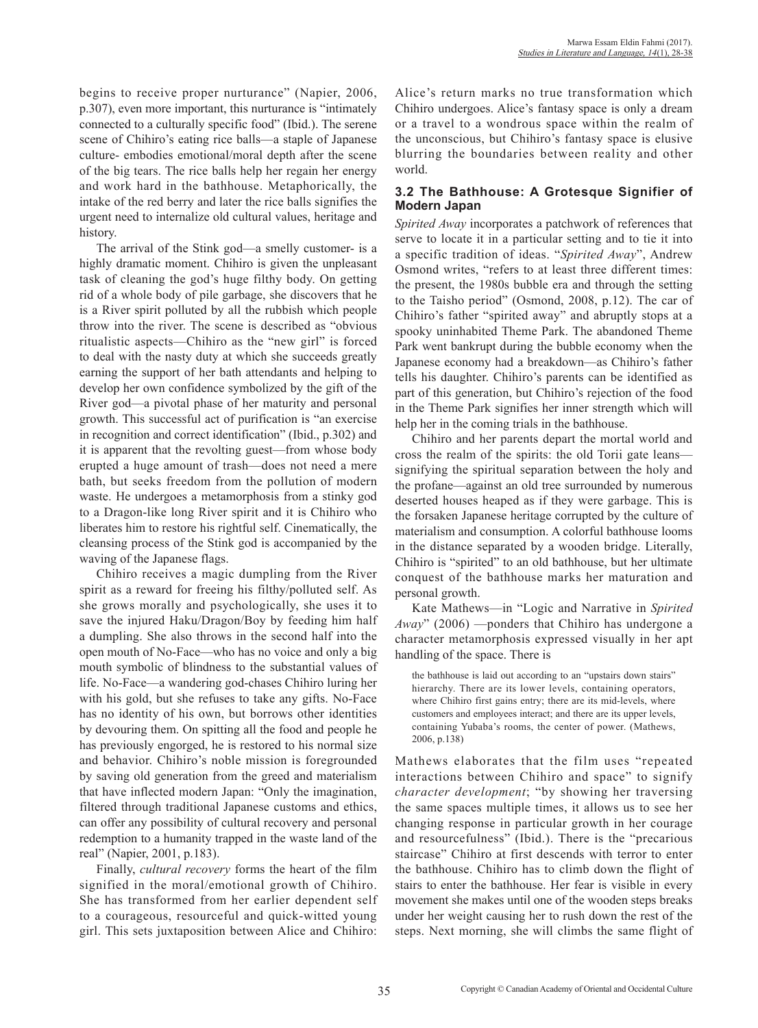begins to receive proper nurturance" (Napier, 2006, p.307), even more important, this nurturance is "intimately connected to a culturally specific food" (Ibid.). The serene scene of Chihiro's eating rice balls—a staple of Japanese culture- embodies emotional/moral depth after the scene of the big tears. The rice balls help her regain her energy and work hard in the bathhouse. Metaphorically, the intake of the red berry and later the rice balls signifies the urgent need to internalize old cultural values, heritage and history.

The arrival of the Stink god—a smelly customer- is a highly dramatic moment. Chihiro is given the unpleasant task of cleaning the god's huge filthy body. On getting rid of a whole body of pile garbage, she discovers that he is a River spirit polluted by all the rubbish which people throw into the river. The scene is described as "obvious ritualistic aspects—Chihiro as the "new girl" is forced to deal with the nasty duty at which she succeeds greatly earning the support of her bath attendants and helping to develop her own confidence symbolized by the gift of the River god—a pivotal phase of her maturity and personal growth. This successful act of purification is "an exercise in recognition and correct identification" (Ibid., p.302) and it is apparent that the revolting guest—from whose body erupted a huge amount of trash—does not need a mere bath, but seeks freedom from the pollution of modern waste. He undergoes a metamorphosis from a stinky god to a Dragon-like long River spirit and it is Chihiro who liberates him to restore his rightful self. Cinematically, the cleansing process of the Stink god is accompanied by the waving of the Japanese flags.

Chihiro receives a magic dumpling from the River spirit as a reward for freeing his filthy/polluted self. As she grows morally and psychologically, she uses it to save the injured Haku/Dragon/Boy by feeding him half a dumpling. She also throws in the second half into the open mouth of No-Face—who has no voice and only a big mouth symbolic of blindness to the substantial values of life. No-Face—a wandering god-chases Chihiro luring her with his gold, but she refuses to take any gifts. No-Face has no identity of his own, but borrows other identities by devouring them. On spitting all the food and people he has previously engorged, he is restored to his normal size and behavior. Chihiro's noble mission is foregrounded by saving old generation from the greed and materialism that have inflected modern Japan: "Only the imagination, filtered through traditional Japanese customs and ethics, can offer any possibility of cultural recovery and personal redemption to a humanity trapped in the waste land of the real" (Napier, 2001, p.183).

Finally, *cultural recovery* forms the heart of the film signified in the moral/emotional growth of Chihiro. She has transformed from her earlier dependent self to a courageous, resourceful and quick-witted young girl. This sets juxtaposition between Alice and Chihiro: Alice's return marks no true transformation which Chihiro undergoes. Alice's fantasy space is only a dream or a travel to a wondrous space within the realm of the unconscious, but Chihiro's fantasy space is elusive blurring the boundaries between reality and other world.

### 3.2 The Bathhouse: A Grotesque Signifier of Modern Japan

*Spirited Away* incorporates a patchwork of references that serve to locate it in a particular setting and to tie it into a specific tradition of ideas. "*Spirited Away*", Andrew Osmond writes, "refers to at least three different times: the present, the 1980s bubble era and through the setting to the Taisho period" (Osmond, 2008, p.12). The car of Chihiro's father "spirited away" and abruptly stops at a spooky uninhabited Theme Park. The abandoned Theme Park went bankrupt during the bubble economy when the Japanese economy had a breakdown—as Chihiro's father tells his daughter. Chihiro's parents can be identified as part of this generation, but Chihiro's rejection of the food in the Theme Park signifies her inner strength which will help her in the coming trials in the bathhouse.

Chihiro and her parents depart the mortal world and cross the realm of the spirits: the old Torii gate leans—signifying the spiritual separation between the holy and the profane—against an old tree surrounded by numerous deserted houses heaped as if they were garbage. This is the forsaken Japanese heritage corrupted by the culture of materialism and consumption. A colorful bathhouse looms in the distance separated by a wooden bridge. Literally, Chihiro is "spirited" to an old bathhouse, but her ultimate conquest of the bathhouse marks her maturation and personal growth.

Kate Mathews—in "Logic and Narrative in *Spirited Away*" (2006) —ponders that Chihiro has undergone a character metamorphosis expressed visually in her apt handling of the space. There is

> the bathhouse is laid out according to an "upstairs down stairs" hierarchy. There are its lower levels, containing operators, where Chihiro first gains entry; there are its mid-levels, where customers and employees interact; and there are its upper levels, containing Yubaba's rooms, the center of power. (Mathews, 2006, p.138)

Mathews elaborates that the film uses "repeated interactions between Chihiro and space" to signify *character development*; "by showing her traversing the same spaces multiple times, it allows us to see her changing response in particular growth in her courage and resourcefulness" (Ibid.). There is the "precarious staircase" Chihiro at first descends with terror to enter the bathhouse. Chihiro has to climb down the flight of stairs to enter the bathhouse. Her fear is visible in every movement she makes until one of the wooden steps breaks under her weight causing her to rush down the rest of the steps. Next morning, she will climbs the same flight of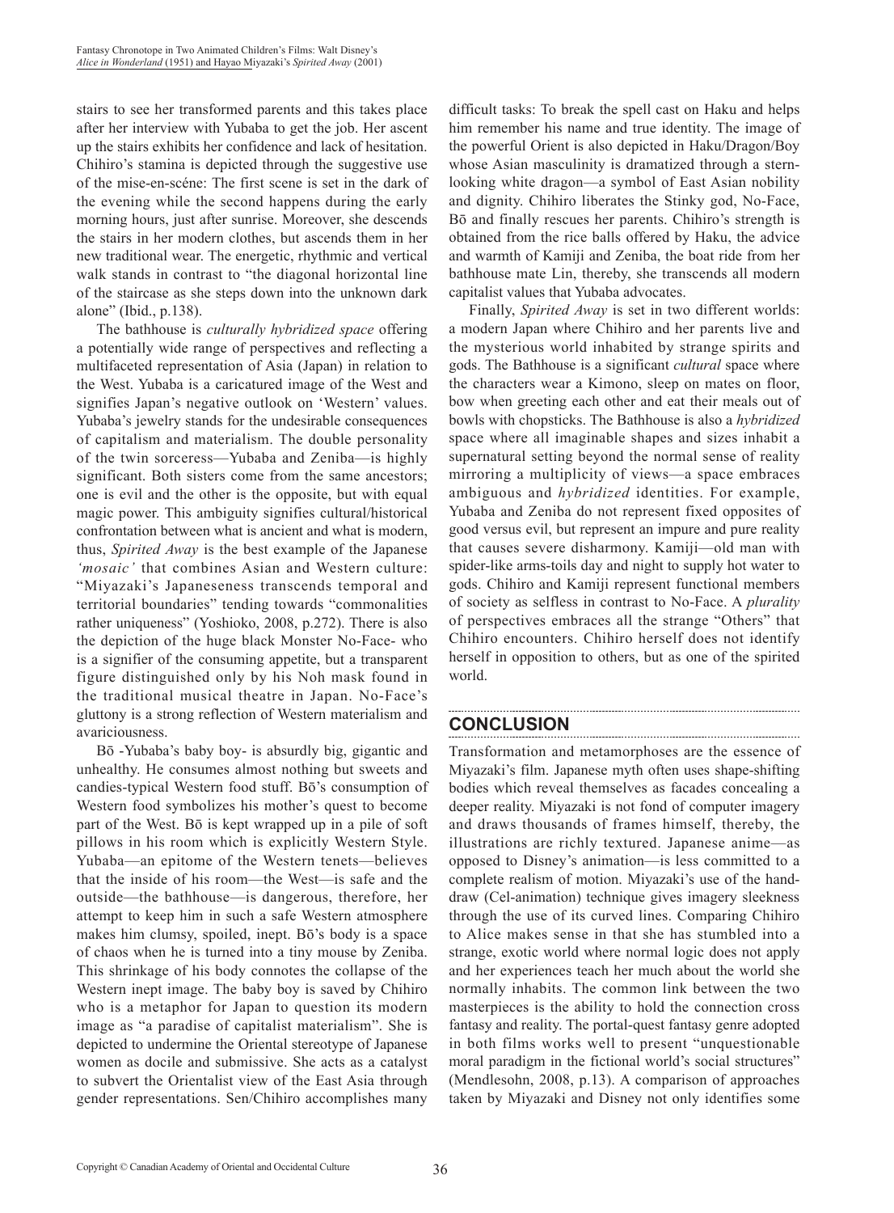stairs to see her transformed parents and this takes place after her interview with Yubaba to get the job. Her ascent up the stairs exhibits her confidence and lack of hesitation. Chihiro's stamina is depicted through the suggestive use of the mise-en-scéne: The first scene is set in the dark of the evening while the second happens during the early morning hours, just after sunrise. Moreover, she descends the stairs in her modern clothes, but ascends them in her new traditional wear. The energetic, rhythmic and vertical walk stands in contrast to "the diagonal horizontal line of the staircase as she steps down into the unknown dark alone" (Ibid., p.138).

The bathhouse is *culturally hybridized space* offering a potentially wide range of perspectives and reflecting a multifaceted representation of Asia (Japan) in relation to the West. Yubaba is a caricatured image of the West and signifies Japan's negative outlook on 'Western' values. Yubaba's jewelry stands for the undesirable consequences of capitalism and materialism. The double personality of the twin sorceress—Yubaba and Zeniba—is highly significant. Both sisters come from the same ancestors; one is evil and the other is the opposite, but with equal magic power. This ambiguity signifies cultural/historical confrontation between what is ancient and what is modern, thus, *Spirited Away* is the best example of the Japanese *'mosaic'* that combines Asian and Western culture: "Miyazaki's Japaneseness transcends temporal and territorial boundaries" tending towards "commonalities rather uniqueness" (Yoshioko, 2008, p.272). There is also the depiction of the huge black Monster No-Face- who is a signifier of the consuming appetite, but a transparent figure distinguished only by his Noh mask found in the traditional musical theatre in Japan. No-Face's gluttony is a strong reflection of Western materialism and avariciousness.

Bō -Yubaba's baby boy- is absurdly big, gigantic and unhealthy. He consumes almost nothing but sweets and candies-typical Western food stuff. Bō's consumption of Western food symbolizes his mother's quest to become part of the West. Bō is kept wrapped up in a pile of soft pillows in his room which is explicitly Western Style. Yubaba—an epitome of the Western tenets—believes that the inside of his room—the West—is safe and the outside—the bathhouse—is dangerous, therefore, her attempt to keep him in such a safe Western atmosphere makes him clumsy, spoiled, inept. Bō's body is a space of chaos when he is turned into a tiny mouse by Zeniba. This shrinkage of his body connotes the collapse of the Western inept image. The baby boy is saved by Chihiro who is a metaphor for Japan to question its modern image as "a paradise of capitalist materialism". She is depicted to undermine the Oriental stereotype of Japanese women as docile and submissive. She acts as a catalyst to subvert the Orientalist view of the East Asia through gender representations. Sen/Chihiro accomplishes many difficult tasks: To break the spell cast on Haku and helps him remember his name and true identity. The image of the powerful Orient is also depicted in Haku/Dragon/Boy whose Asian masculinity is dramatized through a stern-looking white dragon—a symbol of East Asian nobility and dignity. Chihiro liberates the Stinky god, No-Face, Bō and finally rescues her parents. Chihiro's strength is obtained from the rice balls offered by Haku, the advice and warmth of Kamiji and Zeniba, the boat ride from her bathhouse mate Lin, thereby, she transcends all modern capitalist values that Yubaba advocates.

Finally, *Spirited Away* is set in two different worlds: a modern Japan where Chihiro and her parents live and the mysterious world inhabited by strange spirits and gods. The Bathhouse is a significant *cultural* space where the characters wear a Kimono, sleep on mates on floor, bow when greeting each other and eat their meals out of bowls with chopsticks. The Bathhouse is also a *hybridized* space where all imaginable shapes and sizes inhabit a supernatural setting beyond the normal sense of reality mirroring a multiplicity of views—a space embraces ambiguous and *hybridized* identities. For example, Yubaba and Zeniba do not represent fixed opposites of good versus evil, but represent an impure and pure reality that causes severe disharmony. Kamiji—old man with spider-like arms-toils day and night to supply hot water to gods. Chihiro and Kamiji represent functional members of society as selfless in contrast to No-Face. A *plurality* of perspectives embraces all the strange "Others" that Chihiro encounters. Chihiro herself does not identify herself in opposition to others, but as one of the spirited world.

## CONCLUSION

Transformation and metamorphoses are the essence of Miyazaki's film. Japanese myth often uses shape-shifting bodies which reveal themselves as facades concealing a deeper reality. Miyazaki is not fond of computer imagery and draws thousands of frames himself, thereby, the illustrations are richly textured. Japanese anime—as opposed to Disney's animation—is less committed to a complete realism of motion. Miyazaki's use of the hand-draw (Cel-animation) technique gives imagery sleekness through the use of its curved lines. Comparing Chihiro to Alice makes sense in that she has stumbled into a strange, exotic world where normal logic does not apply and her experiences teach her much about the world she normally inhabits. The common link between the two masterpieces is the ability to hold the connection cross fantasy and reality. The portal-quest fantasy genre adopted in both films works well to present "unquestionable moral paradigm in the fictional world's social structures" (Mendlesohn, 2008, p.13). A comparison of approaches taken by Miyazaki and Disney not only identifies some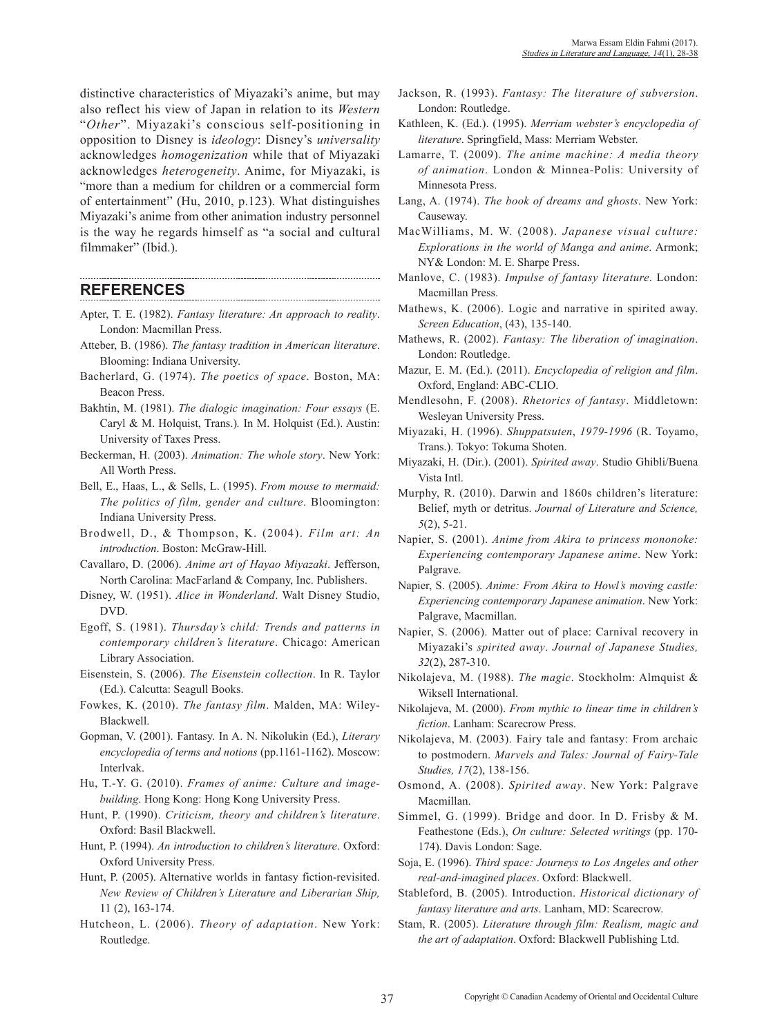distinctive characteristics of Miyazaki's anime, but may also reflect his view of Japan in relation to its *Western* "*Other*". Miyazaki's conscious self-positioning in opposition to Disney is *ideology*: Disney's *universality* acknowledges *homogenization* while that of Miyazaki acknowledges *heterogeneity*. Anime, for Miyazaki, is "more than a medium for children or a commercial form of entertainment" (Hu, 2010, p.123). What distinguishes Miyazaki's anime from other animation industry personnel is the way he regards himself as "a social and cultural filmmaker" (Ibid.).

## REFERENCES

Apter, T. E. (1982). *Fantasy literature: An approach to reality*. London: Macmillan Press.

Atteber, B. (1986). *The fantasy tradition in American literature*. Blooming: Indiana University.

Bacherlard, G. (1974). *The poetics of space*. Boston, MA: Beacon Press.

Bakhtin, M. (1981). *The dialogic imagination: Four essays* (E. Caryl & M. Holquist, Trans.)*.* In M. Holquist (Ed.). Austin: University of Taxes Press.

Beckerman, H. (2003). *Animation: The whole story*. New York: All Worth Press.

Bell, E., Haas, L., & Sells, L. (1995). *From mouse to mermaid: The politics of film, gender and culture*. Bloomington: Indiana University Press.

Brodwell, D., & Thompson, K. (2004). *Film art: An introduction*. Boston: McGraw-Hill.

Cavallaro, D. (2006). *Anime art of Hayao Miyazaki*. Jefferson, North Carolina: MacFarland & Company, Inc. Publishers.

Disney, W. (1951). *Alice in Wonderland*. Walt Disney Studio, DVD.

Egoff, S. (1981). *Thursday's child: Trends and patterns in contemporary children's literature*. Chicago: American Library Association.

Eisenstein, S. (2006). *The Eisenstein collection*. In R. Taylor (Ed.). Calcutta: Seagull Books.

Fowkes, K. (2010). *The fantasy film*. Malden, MA: Wiley-Blackwell.

Gopman, V. (2001). Fantasy. In A. N. Nikolukin (Ed.), *Literary encyclopedia of terms and notions* (pp.1161-1162). Moscow: Interlvak.

Hu, T.-Y. G. (2010). *Frames of anime: Culture and image-building*. Hong Kong: Hong Kong University Press.

Hunt, P. (1990). *Criticism, theory and children's literature*. Oxford: Basil Blackwell.

Hunt, P. (1994). *An introduction to children's literature*. Oxford: Oxford University Press.

Hunt, P. (2005). Alternative worlds in fantasy fiction-revisited. *New Review of Children's Literature and Liberarian Ship,* 11 (2), 163-174.

Hutcheon, L. (2006). *Theory of adaptation*. New York: Routledge.

Jackson, R. (1993). *Fantasy: The literature of subversion*. London: Routledge.

Kathleen, K. (Ed.). (1995). *Merriam webster's encyclopedia of literature*. Springfield, Mass: Merriam Webster.

Lamarre, T. (2009). *The anime machine: A media theory of animation*. London & Minnea-Polis: University of Minnesota Press.

Lang, A. (1974). *The book of dreams and ghosts*. New York: Causeway.

MacWilliams, M. W. (2008). *Japanese visual culture: Explorations in the world of Manga and anime*. Armonk; NY& London: M. E. Sharpe Press.

Manlove, C. (1983). *Impulse of fantasy literature*. London: Macmillan Press.

Mathews, K. (2006). Logic and narrative in spirited away. *Screen Education*, (43), 135-140.

Mathews, R. (2002). *Fantasy: The liberation of imagination*. London: Routledge.

Mazur, E. M. (Ed.). (2011). *Encyclopedia of religion and film*. Oxford, England: ABC-CLIO.

Mendlesohn, F. (2008). *Rhetorics of fantasy*. Middletown: Wesleyan University Press.

Miyazaki, H. (1996). *Shuppatsuten*, *1979-1996* (R. Toyamo, Trans.). Tokyo: Tokuma Shoten.

Miyazaki, H. (Dir.). (2001). *Spirited away*. Studio Ghibli/Buena Vista Intl.

Murphy, R. (2010). Darwin and 1860s children's literature: Belief, myth or detritus. *Journal of Literature and Science, 5*(2), 5-21.

Napier, S. (2001). *Anime from Akira to princess mononoke: Experiencing contemporary Japanese anime*. New York: Palgrave.

Napier, S. (2005). *Anime: From Akira to Howl's moving castle: Experiencing contemporary Japanese animation*. New York: Palgrave, Macmillan.

Napier, S. (2006). Matter out of place: Carnival recovery in Miyazaki's *spirited away*. *Journal of Japanese Studies, 32*(2), 287-310.

Nikolajeva, M. (1988). *The magic*. Stockholm: Almquist & Wiksell International.

Nikolajeva, M. (2000). *From mythic to linear time in children's fiction*. Lanham: Scarecrow Press.

Nikolajeva, M. (2003). Fairy tale and fantasy: From archaic to postmodern. *Marvels and Tales: Journal of Fairy-Tale Studies, 17*(2), 138-156.

Osmond, A. (2008). *Spirited away*. New York: Palgrave Macmillan.

Simmel, G. (1999). Bridge and door. In D. Frisby & M. Feathestone (Eds.), *On culture: Selected writings* (pp. 170-174). Davis London: Sage.

Soja, E. (1996). *Third space: Journeys to Los Angeles and other real-and-imagined places*. Oxford: Blackwell.

Stableford, B. (2005). Introduction. *Historical dictionary of fantasy literature and arts*. Lanham, MD: Scarecrow.

Stam, R. (2005). *Literature through film: Realism, magic and the art of adaptation*. Oxford: Blackwell Publishing Ltd.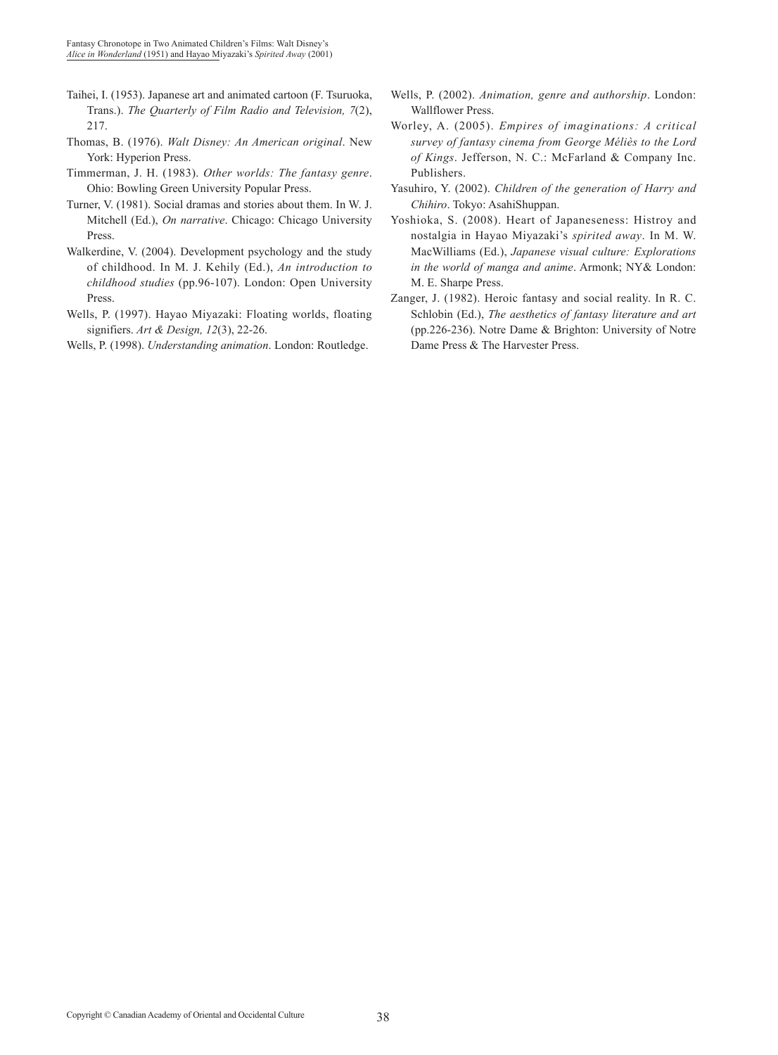Taihei, I. (1953). Japanese art and animated cartoon (F. Tsuruoka, Trans.). *The Quarterly of Film Radio and Television, 7*(2), 217.

Thomas, B. (1976). *Walt Disney: An American original*. New York: Hyperion Press.

Timmerman, J. H. (1983). *Other worlds: The fantasy genre*. Ohio: Bowling Green University Popular Press.

Turner, V. (1981). Social dramas and stories about them. In W. J. Mitchell (Ed.), *On narrative*. Chicago: Chicago University Press.

Walkerdine, V. (2004). Development psychology and the study of childhood. In M. J. Kehily (Ed.), *An introduction to childhood studies* (pp.96-107). London: Open University Press.

Wells, P. (1997). Hayao Miyazaki: Floating worlds, floating signifiers. *Art & Design, 12*(3), 22-26.

Wells, P. (1998). *Understanding animation*. London: Routledge.

Wells, P. (2002). *Animation, genre and authorship*. London: Wallflower Press.

Worley, A. (2005). *Empires of imaginations: A critical survey of fantasy cinema from George Méliès to the Lord of Kings*. Jefferson, N. C.: McFarland & Company Inc. Publishers.

Yasuhiro, Y. (2002). *Children of the generation of Harry and Chihiro*. Tokyo: AsahiShuppan.

Yoshioka, S. (2008). Heart of Japaneseness: Histroy and nostalgia in Hayao Miyazaki's *spirited away*. In M. W. MacWilliams (Ed.), *Japanese visual culture: Explorations in the world of manga and anime*. Armonk; NY& London: M. E. Sharpe Press.

Zanger, J. (1982). Heroic fantasy and social reality. In R. C. Schlobin (Ed.), *The aesthetics of fantasy literature and art* (pp.226-236). Notre Dame & Brighton: University of Notre Dame Press & The Harvester Press.